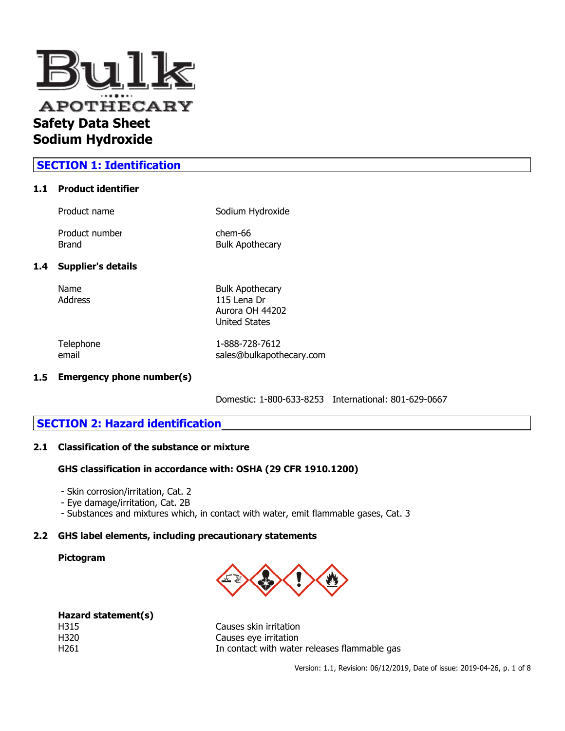# Bulk APOTHECARY

# Safety Data Sheet
# Sodium Hydroxide

## SECTION 1: Identification

### 1.1 Product identifier

| | |
|---|---|
| Product name | Sodium Hydroxide |
| Product number | chem-66 |
| Brand | Bulk Apothecary |

### 1.4 Supplier's details

| | |
|---|---|
| Name | Bulk Apothecary |
| Address | 115 Lena Dr<br>Aurora OH 44202<br>United States |
| Telephone | 1-888-728-7612 |
| email | sales@bulkapothecary.com |

### 1.5 Emergency phone number(s)

Domestic: 1-800-633-8253 International: 801-629-0667

## SECTION 2: Hazard identification

### 2.1 Classification of the substance or mixture

**GHS classification in accordance with: OSHA (29 CFR 1910.1200)**

- Skin corrosion/irritation, Cat. 2
- Eye damage/irritation, Cat. 2B
- Substances and mixtures which, in contact with water, emit flammable gases, Cat. 3

### 2.2 GHS label elements, including precautionary statements

**Pictogram**

**Hazard statement(s)**

| | |
|---|---|
| H315 | Causes skin irritation |
| H320 | Causes eye irritation |
| H261 | In contact with water releases flammable gas |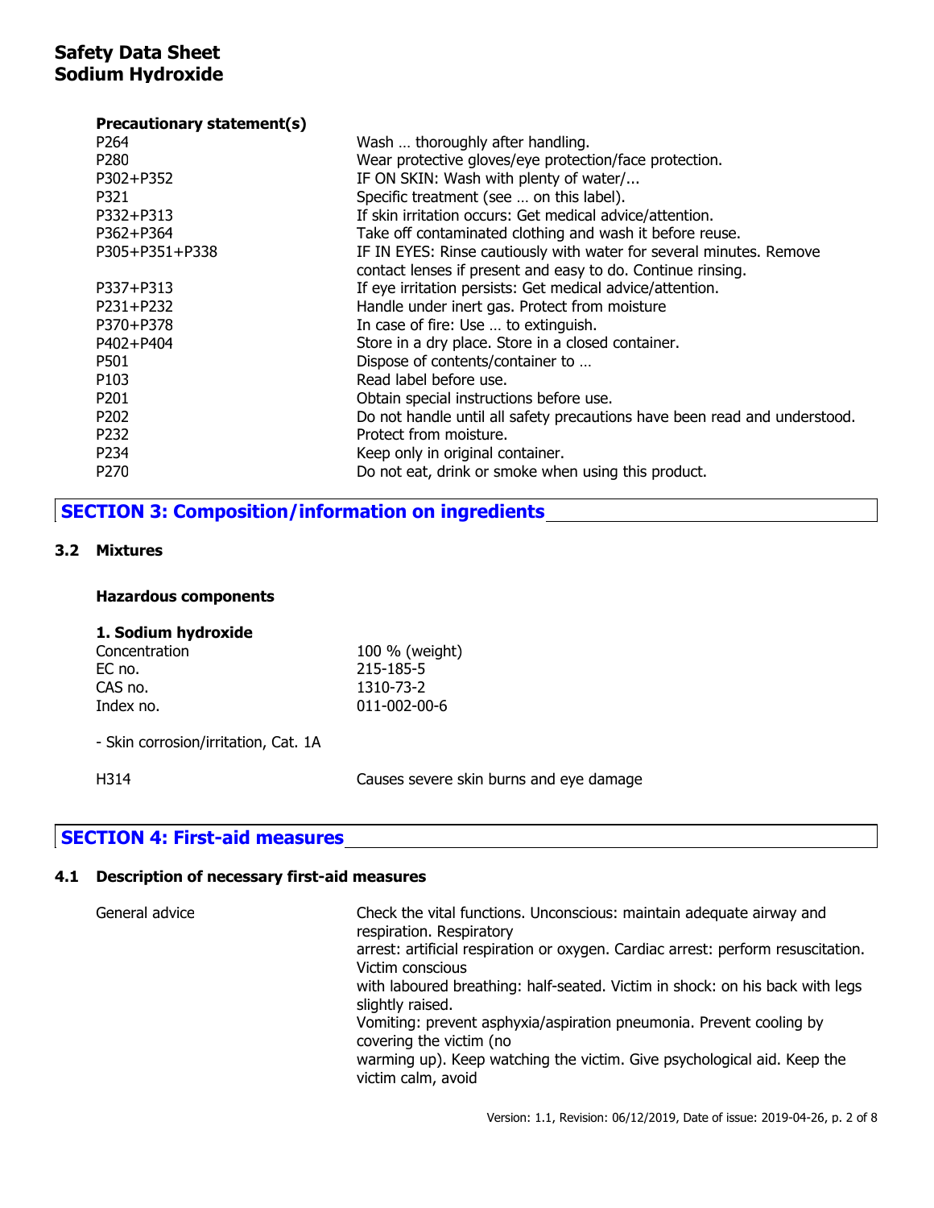**Precautionary statement(s)**

| | |
|---|---|
| P264 | Wash … thoroughly after handling. |
| P280 | Wear protective gloves/eye protection/face protection. |
| P302+P352 | IF ON SKIN: Wash with plenty of water/... |
| P321 | Specific treatment (see … on this label). |
| P332+P313 | If skin irritation occurs: Get medical advice/attention. |
| P362+P364 | Take off contaminated clothing and wash it before reuse. |
| P305+P351+P338 | IF IN EYES: Rinse cautiously with water for several minutes. Remove contact lenses if present and easy to do. Continue rinsing. |
| P337+P313 | If eye irritation persists: Get medical advice/attention. |
| P231+P232 | Handle under inert gas. Protect from moisture |
| P370+P378 | In case of fire: Use … to extinguish. |
| P402+P404 | Store in a dry place. Store in a closed container. |
| P501 | Dispose of contents/container to … |
| P103 | Read label before use. |
| P201 | Obtain special instructions before use. |
| P202 | Do not handle until all safety precautions have been read and understood. |
| P232 | Protect from moisture. |
| P234 | Keep only in original container. |
| P270 | Do not eat, drink or smoke when using this product. |

## SECTION 3: Composition/information on ingredients

### 3.2 Mixtures

**Hazardous components**

**1. Sodium hydroxide**

| | |
|---|---|
| Concentration | 100 % (weight) |
| EC no. | 215-185-5 |
| CAS no. | 1310-73-2 |
| Index no. | 011-002-00-6 |

- Skin corrosion/irritation, Cat. 1A

| | |
|---|---|
| H314 | Causes severe skin burns and eye damage |

## SECTION 4: First-aid measures

### 4.1 Description of necessary first-aid measures

General advice

Check the vital functions. Unconscious: maintain adequate airway and respiration. Respiratory arrest: artificial respiration or oxygen. Cardiac arrest: perform resuscitation. Victim conscious with laboured breathing: half-seated. Victim in shock: on his back with legs slightly raised. Vomiting: prevent asphyxia/aspiration pneumonia. Prevent cooling by covering the victim (no warming up). Keep watching the victim. Give psychological aid. Keep the victim calm, avoid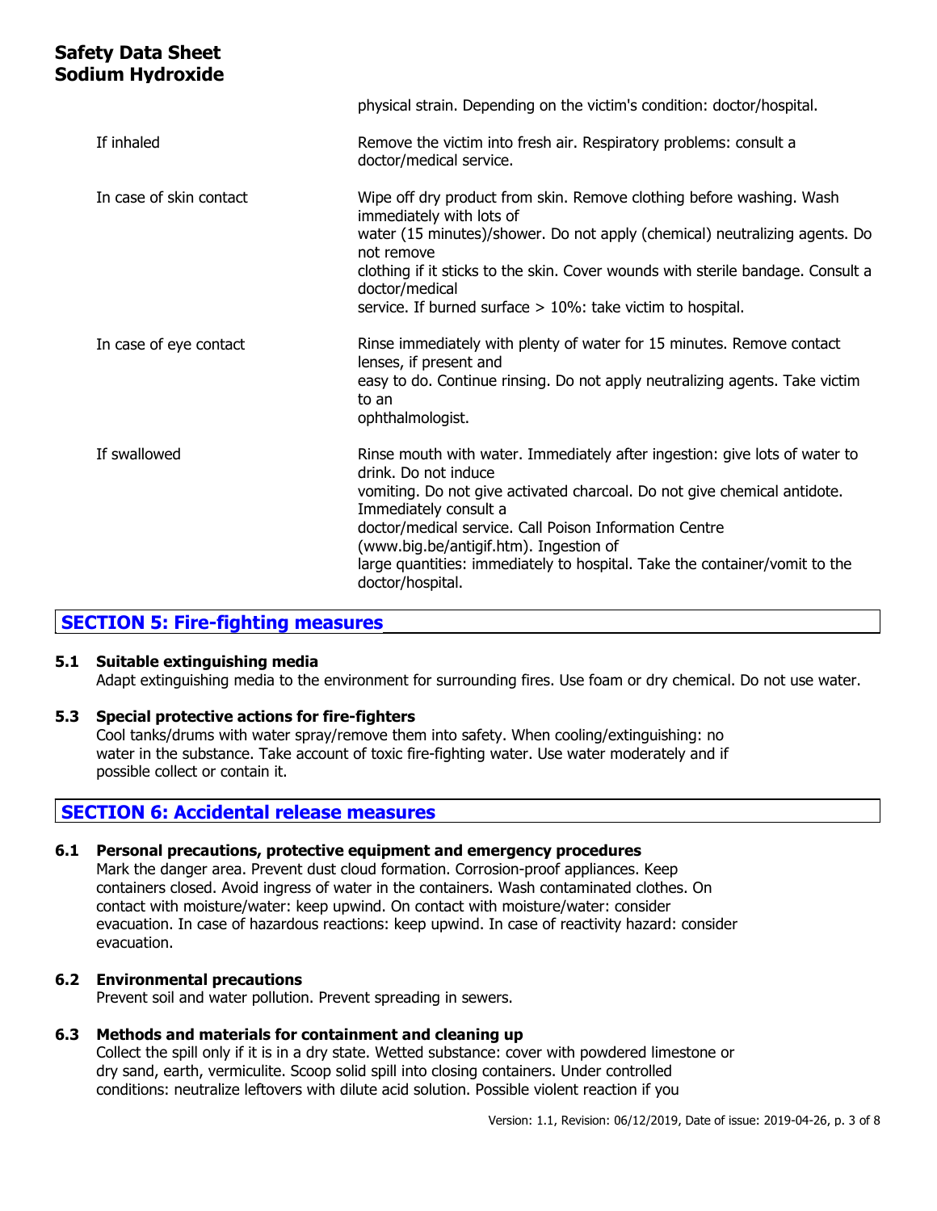| | |
|---|---|
| | physical strain. Depending on the victim's condition: doctor/hospital. |
| If inhaled | Remove the victim into fresh air. Respiratory problems: consult a doctor/medical service. |
| In case of skin contact | Wipe off dry product from skin. Remove clothing before washing. Wash immediately with lots of water (15 minutes)/shower. Do not apply (chemical) neutralizing agents. Do not remove clothing if it sticks to the skin. Cover wounds with sterile bandage. Consult a doctor/medical service. If burned surface > 10%: take victim to hospital. |
| In case of eye contact | Rinse immediately with plenty of water for 15 minutes. Remove contact lenses, if present and easy to do. Continue rinsing. Do not apply neutralizing agents. Take victim to an ophthalmologist. |
| If swallowed | Rinse mouth with water. Immediately after ingestion: give lots of water to drink. Do not induce vomiting. Do not give activated charcoal. Do not give chemical antidote. Immediately consult a doctor/medical service. Call Poison Information Centre (www.big.be/antigif.htm). Ingestion of large quantities: immediately to hospital. Take the container/vomit to the doctor/hospital. |

## SECTION 5: Fire-fighting measures

**5.1 Suitable extinguishing media**

Adapt extinguishing media to the environment for surrounding fires. Use foam or dry chemical. Do not use water.

**5.3 Special protective actions for fire-fighters**

Cool tanks/drums with water spray/remove them into safety. When cooling/extinguishing: no water in the substance. Take account of toxic fire-fighting water. Use water moderately and if possible collect or contain it.

## SECTION 6: Accidental release measures

**6.1 Personal precautions, protective equipment and emergency procedures**

Mark the danger area. Prevent dust cloud formation. Corrosion-proof appliances. Keep containers closed. Avoid ingress of water in the containers. Wash contaminated clothes. On contact with moisture/water: keep upwind. On contact with moisture/water: consider evacuation. In case of hazardous reactions: keep upwind. In case of reactivity hazard: consider evacuation.

**6.2 Environmental precautions**

Prevent soil and water pollution. Prevent spreading in sewers.

**6.3 Methods and materials for containment and cleaning up**

Collect the spill only if it is in a dry state. Wetted substance: cover with powdered limestone or dry sand, earth, vermiculite. Scoop solid spill into closing containers. Under controlled conditions: neutralize leftovers with dilute acid solution. Possible violent reaction if you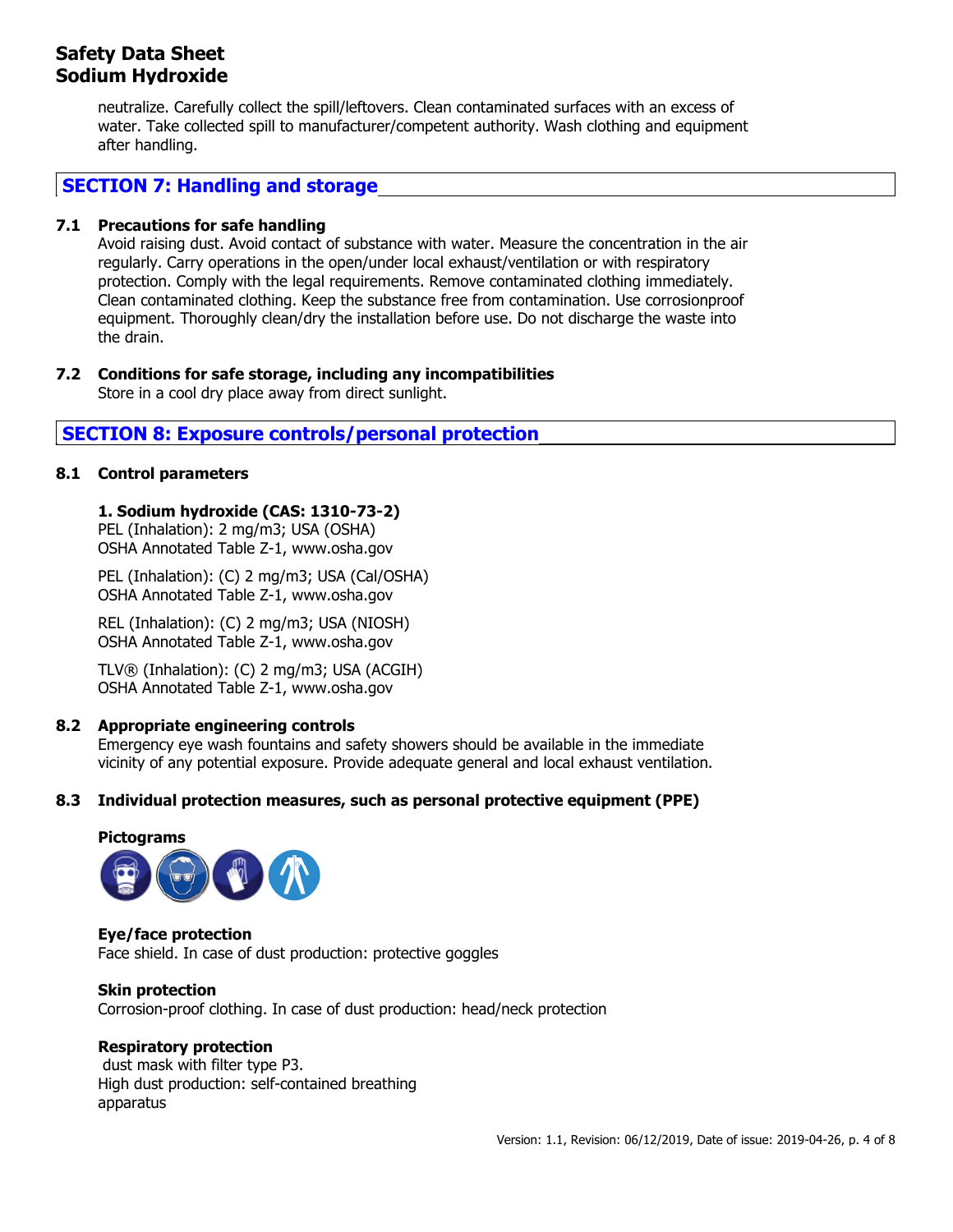neutralize. Carefully collect the spill/leftovers. Clean contaminated surfaces with an excess of water. Take collected spill to manufacturer/competent authority. Wash clothing and equipment after handling.

## SECTION 7: Handling and storage

### 7.1 Precautions for safe handling

Avoid raising dust. Avoid contact of substance with water. Measure the concentration in the air regularly. Carry operations in the open/under local exhaust/ventilation or with respiratory protection. Comply with the legal requirements. Remove contaminated clothing immediately. Clean contaminated clothing. Keep the substance free from contamination. Use corrosionproof equipment. Thoroughly clean/dry the installation before use. Do not discharge the waste into the drain.

### 7.2 Conditions for safe storage, including any incompatibilities

Store in a cool dry place away from direct sunlight.

## SECTION 8: Exposure controls/personal protection

### 8.1 Control parameters

**1. Sodium hydroxide (CAS: 1310-73-2)**

PEL (Inhalation): 2 mg/m3; USA (OSHA)
OSHA Annotated Table Z-1, www.osha.gov

PEL (Inhalation): (C) 2 mg/m3; USA (Cal/OSHA)
OSHA Annotated Table Z-1, www.osha.gov

REL (Inhalation): (C) 2 mg/m3; USA (NIOSH)
OSHA Annotated Table Z-1, www.osha.gov

TLV® (Inhalation): (C) 2 mg/m3; USA (ACGIH)
OSHA Annotated Table Z-1, www.osha.gov

### 8.2 Appropriate engineering controls

Emergency eye wash fountains and safety showers should be available in the immediate vicinity of any potential exposure. Provide adequate general and local exhaust ventilation.

### 8.3 Individual protection measures, such as personal protective equipment (PPE)

**Pictograms**

**Eye/face protection**

Face shield. In case of dust production: protective goggles

**Skin protection**

Corrosion-proof clothing. In case of dust production: head/neck protection

**Respiratory protection**

dust mask with filter type P3.
High dust production: self-contained breathing apparatus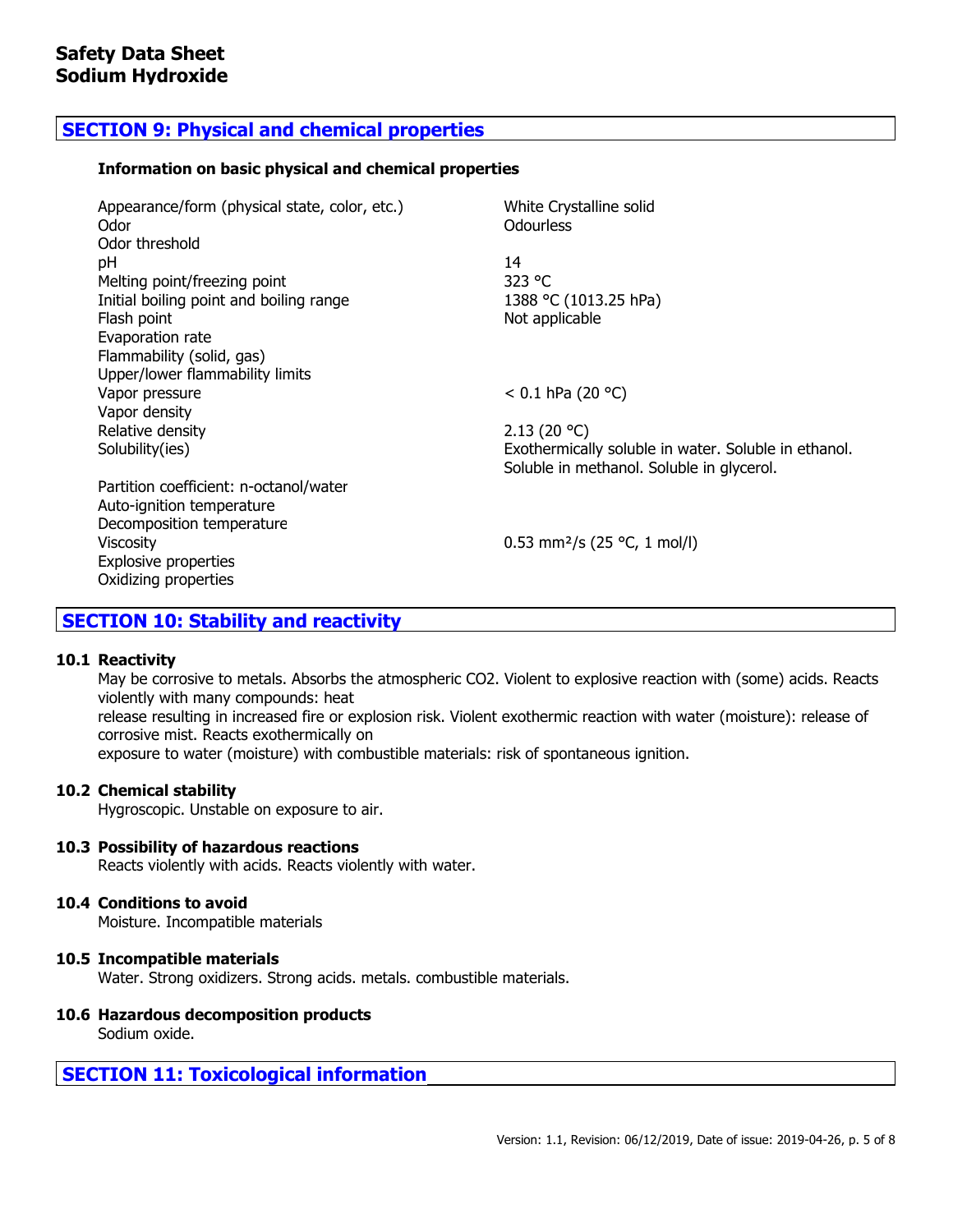**Safety Data Sheet**
**Sodium Hydroxide**

## SECTION 9: Physical and chemical properties

### Information on basic physical and chemical properties

| Property | Value |
|---|---|
| Appearance/form (physical state, color, etc.) | White Crystalline solid |
| Odor | Odourless |
| Odor threshold | |
| pH | 14 |
| Melting point/freezing point | 323 °C |
| Initial boiling point and boiling range | 1388 °C (1013.25 hPa) |
| Flash point | Not applicable |
| Evaporation rate | |
| Flammability (solid, gas) | |
| Upper/lower flammability limits | |
| Vapor pressure | < 0.1 hPa (20 °C) |
| Vapor density | |
| Relative density | 2.13 (20 °C) |
| Solubility(ies) | Exothermically soluble in water. Soluble in ethanol. Soluble in methanol. Soluble in glycerol. |
| Partition coefficient: n-octanol/water | |
| Auto-ignition temperature | |
| Decomposition temperature | |
| Viscosity | 0.53 $mm^2/s$ (25 °C, 1 mol/l) |
| Explosive properties | |
| Oxidizing properties | |

## SECTION 10: Stability and reactivity

### 10.1 Reactivity

May be corrosive to metals. Absorbs the atmospheric $CO_2$. Violent to explosive reaction with (some) acids. Reacts violently with many compounds: heat release resulting in increased fire or explosion risk. Violent exothermic reaction with water (moisture): release of corrosive mist. Reacts exothermically on exposure to water (moisture) with combustible materials: risk of spontaneous ignition.

### 10.2 Chemical stability

Hygroscopic. Unstable on exposure to air.

### 10.3 Possibility of hazardous reactions

Reacts violently with acids. Reacts violently with water.

### 10.4 Conditions to avoid

Moisture. Incompatible materials

### 10.5 Incompatible materials

Water. Strong oxidizers. Strong acids. metals. combustible materials.

### 10.6 Hazardous decomposition products

Sodium oxide.

## SECTION 11: Toxicological information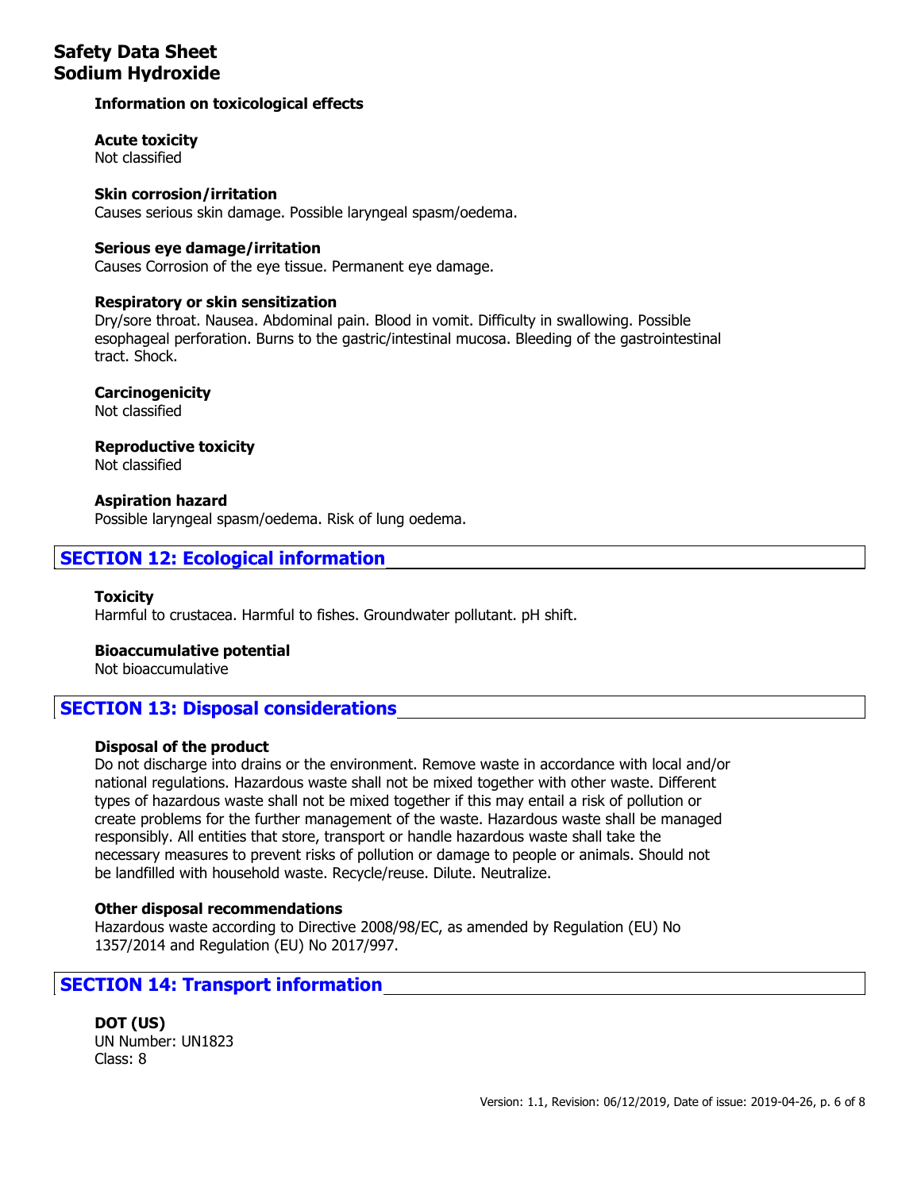### Information on toxicological effects

**Acute toxicity**
Not classified

**Skin corrosion/irritation**
Causes serious skin damage. Possible laryngeal spasm/oedema.

**Serious eye damage/irritation**
Causes Corrosion of the eye tissue. Permanent eye damage.

**Respiratory or skin sensitization**
Dry/sore throat. Nausea. Abdominal pain. Blood in vomit. Difficulty in swallowing. Possible esophageal perforation. Burns to the gastric/intestinal mucosa. Bleeding of the gastrointestinal tract. Shock.

**Carcinogenicity**
Not classified

**Reproductive toxicity**
Not classified

**Aspiration hazard**
Possible laryngeal spasm/oedema. Risk of lung oedema.

## SECTION 12: Ecological information

**Toxicity**
Harmful to crustacea. Harmful to fishes. Groundwater pollutant. pH shift.

**Bioaccumulative potential**
Not bioaccumulative

## SECTION 13: Disposal considerations

**Disposal of the product**
Do not discharge into drains or the environment. Remove waste in accordance with local and/or national regulations. Hazardous waste shall not be mixed together with other waste. Different types of hazardous waste shall not be mixed together if this may entail a risk of pollution or create problems for the further management of the waste. Hazardous waste shall be managed responsibly. All entities that store, transport or handle hazardous waste shall take the necessary measures to prevent risks of pollution or damage to people or animals. Should not be landfilled with household waste. Recycle/reuse. Dilute. Neutralize.

**Other disposal recommendations**
Hazardous waste according to Directive 2008/98/EC, as amended by Regulation (EU) No 1357/2014 and Regulation (EU) No 2017/997.

## SECTION 14: Transport information

**DOT (US)**
UN Number: UN1823
Class: 8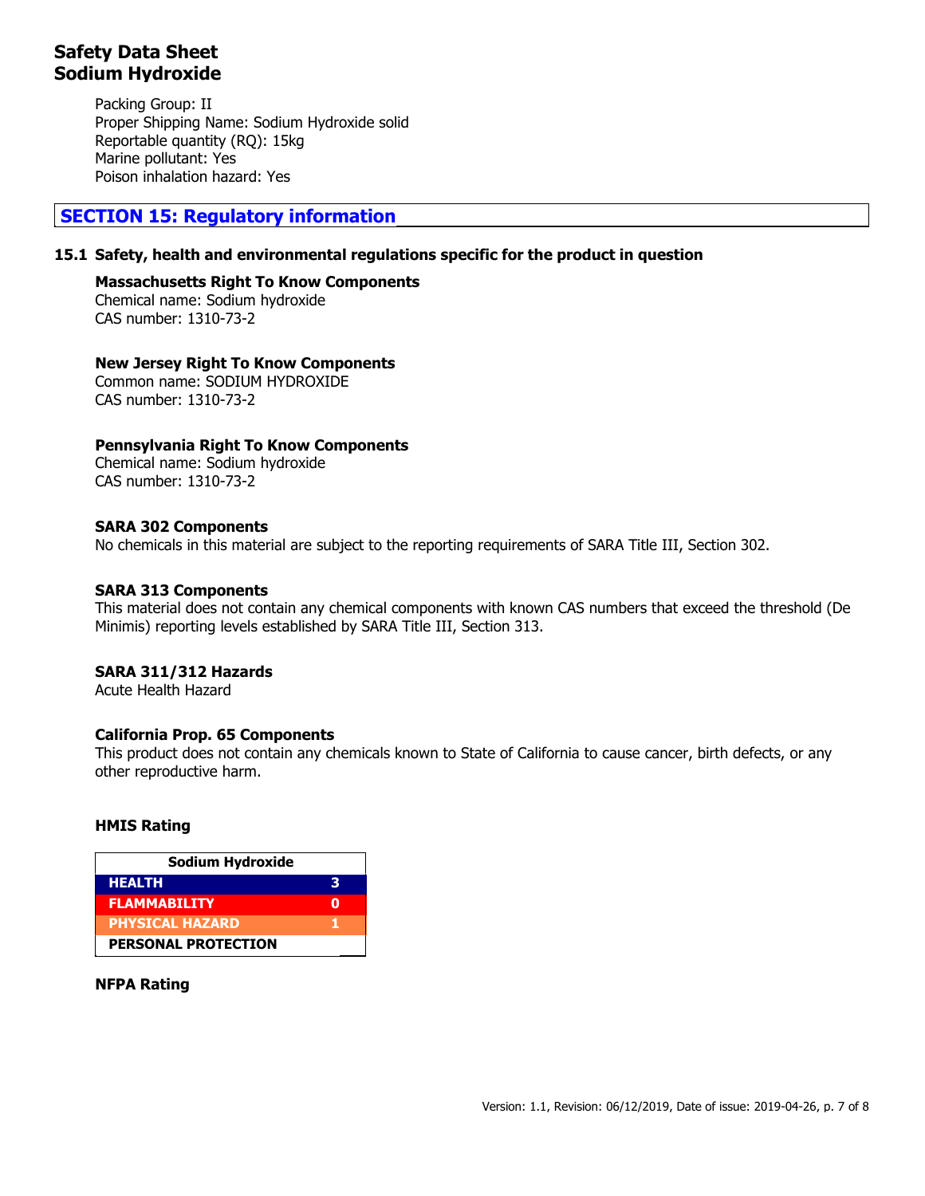Packing Group: II
Proper Shipping Name: Sodium Hydroxide solid
Reportable quantity (RQ): 15kg
Marine pollutant: Yes
Poison inhalation hazard: Yes

## SECTION 15: Regulatory information

### 15.1 Safety, health and environmental regulations specific for the product in question

**Massachusetts Right To Know Components**
Chemical name: Sodium hydroxide
CAS number: 1310-73-2

**New Jersey Right To Know Components**
Common name: SODIUM HYDROXIDE
CAS number: 1310-73-2

**Pennsylvania Right To Know Components**
Chemical name: Sodium hydroxide
CAS number: 1310-73-2

**SARA 302 Components**
No chemicals in this material are subject to the reporting requirements of SARA Title III, Section 302.

**SARA 313 Components**
This material does not contain any chemical components with known CAS numbers that exceed the threshold (De Minimis) reporting levels established by SARA Title III, Section 313.

**SARA 311/312 Hazards**
Acute Health Hazard

**California Prop. 65 Components**
This product does not contain any chemicals known to State of California to cause cancer, birth defects, or any other reproductive harm.

**HMIS Rating**

| Sodium Hydroxide | |
|---|---|
| HEALTH | 3 |
| FLAMMABILITY | 0 |
| PHYSICAL HAZARD | 1 |
| PERSONAL PROTECTION | |

**NFPA Rating**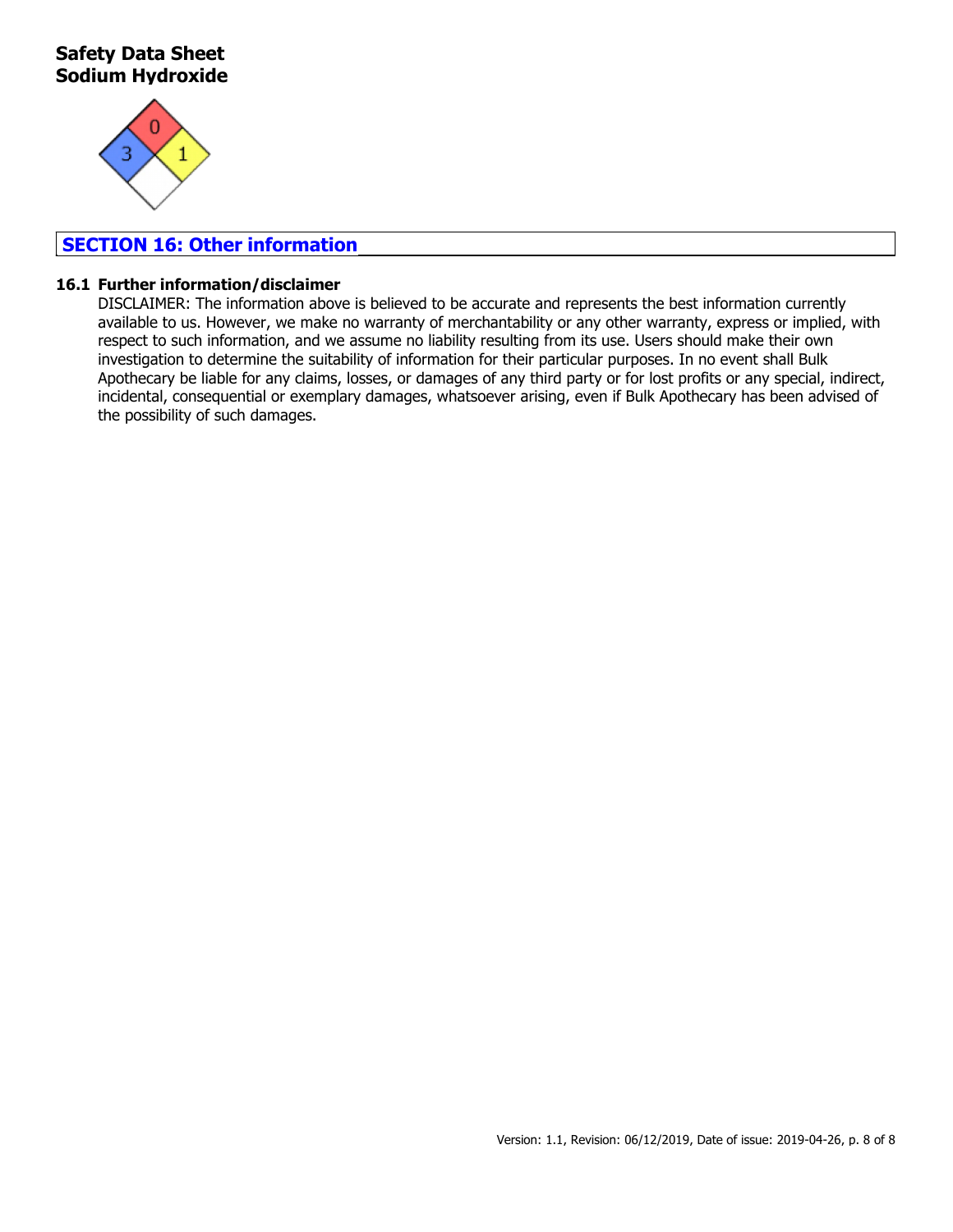## SECTION 16: Other information

### 16.1 Further information/disclaimer

DISCLAIMER: The information above is believed to be accurate and represents the best information currently available to us. However, we make no warranty of merchantability or any other warranty, express or implied, with respect to such information, and we assume no liability resulting from its use. Users should make their own investigation to determine the suitability of information for their particular purposes. In no event shall Bulk Apothecary be liable for any claims, losses, or damages of any third party or for lost profits or any special, indirect, incidental, consequential or exemplary damages, whatsoever arising, even if Bulk Apothecary has been advised of the possibility of such damages.